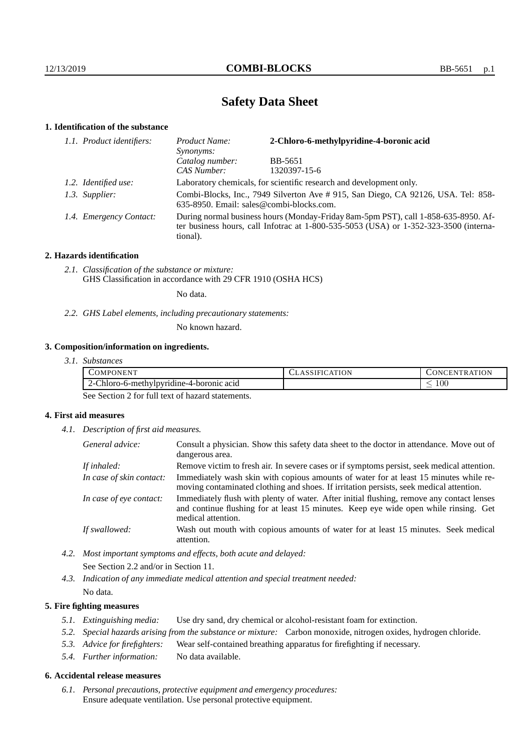# Safety Data Sheet

## 1. Identification of the substance

| | | |
|---|---|---|
| *1.1. Product identifiers:* | *Product Name:* | **2-Chloro-6-methylpyridine-4-boronic acid** |
| | *Synonyms:* | |
| | *Catalog number:* | BB-5651 |
| | *CAS Number:* | 1320397-15-6 |
| *1.2. Identified use:* | Laboratory chemicals, for scientific research and development only. | |
| *1.3. Supplier:* | Combi-Blocks, Inc., 7949 Silverton Ave # 915, San Diego, CA 92126, USA. Tel: 858-635-8950. Email: sales@combi-blocks.com. | |
| *1.4. Emergency Contact:* | During normal business hours (Monday-Friday 8am-5pm PST), call 1-858-635-8950. After business hours, call Infotrac at 1-800-535-5053 (USA) or 1-352-323-3500 (international). | |

## 2. Hazards identification

*2.1. Classification of the substance or mixture:*
GHS Classification in accordance with 29 CFR 1910 (OSHA HCS)

No data.

*2.2. GHS Label elements, including precautionary statements:*

No known hazard.

## 3. Composition/information on ingredients.

*3.1. Substances*

| Component | Classification | Concentration |
|---|---|---|
| 2-Chloro-6-methylpyridine-4-boronic acid | | $\leq 100$ |

See Section 2 for full text of hazard statements.

## 4. First aid measures

*4.1. Description of first aid measures.*

| | |
|---|---|
| *General advice:* | Consult a physician. Show this safety data sheet to the doctor in attendance. Move out of dangerous area. |
| *If inhaled:* | Remove victim to fresh air. In severe cases or if symptoms persist, seek medical attention. |
| *In case of skin contact:* | Immediately wash skin with copious amounts of water for at least 15 minutes while removing contaminated clothing and shoes. If irritation persists, seek medical attention. |
| *In case of eye contact:* | Immediately flush with plenty of water. After initial flushing, remove any contact lenses and continue flushing for at least 15 minutes. Keep eye wide open while rinsing. Get medical attention. |
| *If swallowed:* | Wash out mouth with copious amounts of water for at least 15 minutes. Seek medical attention. |

*4.2. Most important symptoms and effects, both acute and delayed:*

See Section 2.2 and/or in Section 11.

*4.3. Indication of any immediate medical attention and special treatment needed:*

No data.

## 5. Fire fighting measures

*5.1. Extinguishing media:* Use dry sand, dry chemical or alcohol-resistant foam for extinction.

*5.2. Special hazards arising from the substance or mixture:* Carbon monoxide, nitrogen oxides, hydrogen chloride.

*5.3. Advice for firefighters:* Wear self-contained breathing apparatus for firefighting if necessary.

*5.4. Further information:* No data available.

## 6. Accidental release measures

*6.1. Personal precautions, protective equipment and emergency procedures:*
Ensure adequate ventilation. Use personal protective equipment.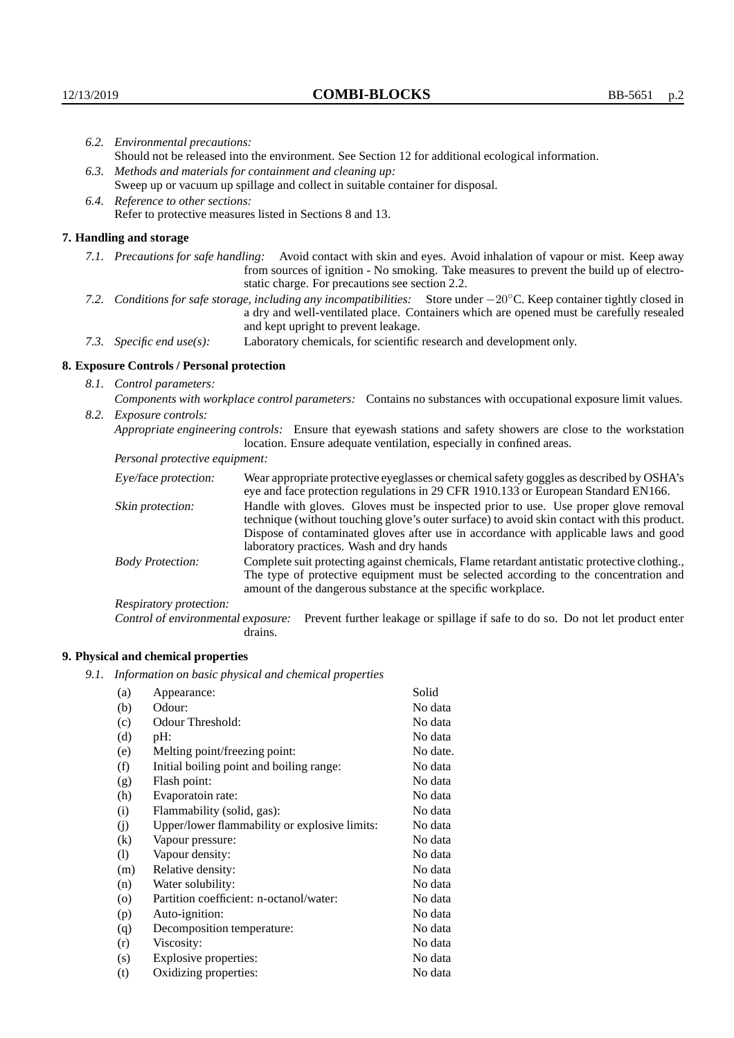*6.2. Environmental precautions:*
Should not be released into the environment. See Section 12 for additional ecological information.

*6.3. Methods and materials for containment and cleaning up:*
Sweep up or vacuum up spillage and collect in suitable container for disposal.

*6.4. Reference to other sections:*
Refer to protective measures listed in Sections 8 and 13.

## 7. Handling and storage

*7.1. Precautions for safe handling:* Avoid contact with skin and eyes. Avoid inhalation of vapour or mist. Keep away from sources of ignition - No smoking. Take measures to prevent the build up of electrostatic charge. For precautions see section 2.2.

*7.2. Conditions for safe storage, including any incompatibilities:* Store under $-20^{\circ}$C. Keep container tightly closed in a dry and well-ventilated place. Containers which are opened must be carefully resealed and kept upright to prevent leakage.

*7.3. Specific end use(s):* Laboratory chemicals, for scientific research and development only.

## 8. Exposure Controls / Personal protection

*8.1. Control parameters:*

*Components with workplace control parameters:* Contains no substances with occupational exposure limit values.

*8.2. Exposure controls:*

*Appropriate engineering controls:* Ensure that eyewash stations and safety showers are close to the workstation location. Ensure adequate ventilation, especially in confined areas.

*Personal protective equipment:*

*Eye/face protection:* Wear appropriate protective eyeglasses or chemical safety goggles as described by OSHA's eye and face protection regulations in 29 CFR 1910.133 or European Standard EN166.

*Skin protection:* Handle with gloves. Gloves must be inspected prior to use. Use proper glove removal technique (without touching glove's outer surface) to avoid skin contact with this product. Dispose of contaminated gloves after use in accordance with applicable laws and good laboratory practices. Wash and dry hands

*Body Protection:* Complete suit protecting against chemicals, Flame retardant antistatic protective clothing., The type of protective equipment must be selected according to the concentration and amount of the dangerous substance at the specific workplace.

*Respiratory protection:*

*Control of environmental exposure:* Prevent further leakage or spillage if safe to do so. Do not let product enter drains.

## 9. Physical and chemical properties

*9.1. Information on basic physical and chemical properties*

| | | |
|---|---|---|
| (a) | Appearance: | Solid |
| (b) | Odour: | No data |
| (c) | Odour Threshold: | No data |
| (d) | pH: | No data |
| (e) | Melting point/freezing point: | No date. |
| (f) | Initial boiling point and boiling range: | No data |
| (g) | Flash point: | No data |
| (h) | Evaporatoin rate: | No data |
| (i) | Flammability (solid, gas): | No data |
| (j) | Upper/lower flammability or explosive limits: | No data |
| (k) | Vapour pressure: | No data |
| (l) | Vapour density: | No data |
| (m) | Relative density: | No data |
| (n) | Water solubility: | No data |
| (o) | Partition coefficient: n-octanol/water: | No data |
| (p) | Auto-ignition: | No data |
| (q) | Decomposition temperature: | No data |
| (r) | Viscosity: | No data |
| (s) | Explosive properties: | No data |
| (t) | Oxidizing properties: | No data |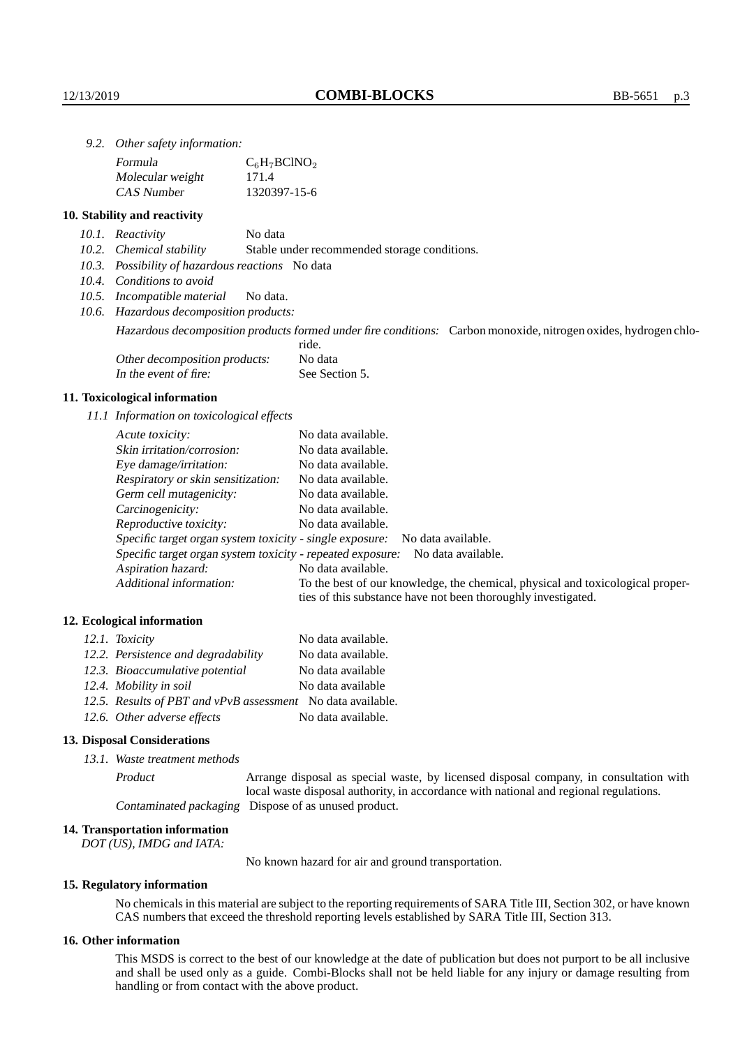*9.2. Other safety information:*

| | |
|---|---|
| *Formula* | $C_6H_7BClNO_2$ |
| *Molecular weight* | 171.4 |
| *CAS Number* | 1320397-15-6 |

## 10. Stability and reactivity

*10.1. Reactivity* No data

*10.2. Chemical stability* Stable under recommended storage conditions.

*10.3. Possibility of hazardous reactions* No data

*10.4. Conditions to avoid*

*10.5. Incompatible material* No data.

*10.6. Hazardous decomposition products:*

*Hazardous decomposition products formed under fire conditions:* Carbon monoxide, nitrogen oxides, hydrogen chloride.

| | |
|---|---|
| *Other decomposition products:* | No data |
| *In the event of fire:* | See Section 5. |

## 11. Toxicological information

*11.1 Information on toxicological effects*

| | |
|---|---|
| *Acute toxicity:* | No data available. |
| *Skin irritation/corrosion:* | No data available. |
| *Eye damage/irritation:* | No data available. |
| *Respiratory or skin sensitization:* | No data available. |
| *Germ cell mutagenicity:* | No data available. |
| *Carcinogenicity:* | No data available. |
| *Reproductive toxicity:* | No data available. |
| *Specific target organ system toxicity - single exposure:* | No data available. |
| *Specific target organ system toxicity - repeated exposure:* | No data available. |
| *Aspiration hazard:* | No data available. |
| *Additional information:* | To the best of our knowledge, the chemical, physical and toxicological properties of this substance have not been thoroughly investigated. |

## 12. Ecological information

| | |
|---|---|
| *12.1. Toxicity* | No data available. |
| *12.2. Persistence and degradability* | No data available. |
| *12.3. Bioaccumulative potential* | No data available |
| *12.4. Mobility in soil* | No data available |
| *12.5. Results of PBT and vPvB assessment* | No data available. |
| *12.6. Other adverse effects* | No data available. |

## 13. Disposal Considerations

*13.1. Waste treatment methods*

| | |
|---|---|
| *Product* | Arrange disposal as special waste, by licensed disposal company, in consultation with local waste disposal authority, in accordance with national and regional regulations. |
| *Contaminated packaging* | Dispose of as unused product. |

## 14. Transportation information

*DOT (US), IMDG and IATA:*

No known hazard for air and ground transportation.

## 15. Regulatory information

No chemicals in this material are subject to the reporting requirements of SARA Title III, Section 302, or have known CAS numbers that exceed the threshold reporting levels established by SARA Title III, Section 313.

## 16. Other information

This MSDS is correct to the best of our knowledge at the date of publication but does not purport to be all inclusive and shall be used only as a guide. Combi-Blocks shall not be held liable for any injury or damage resulting from handling or from contact with the above product.